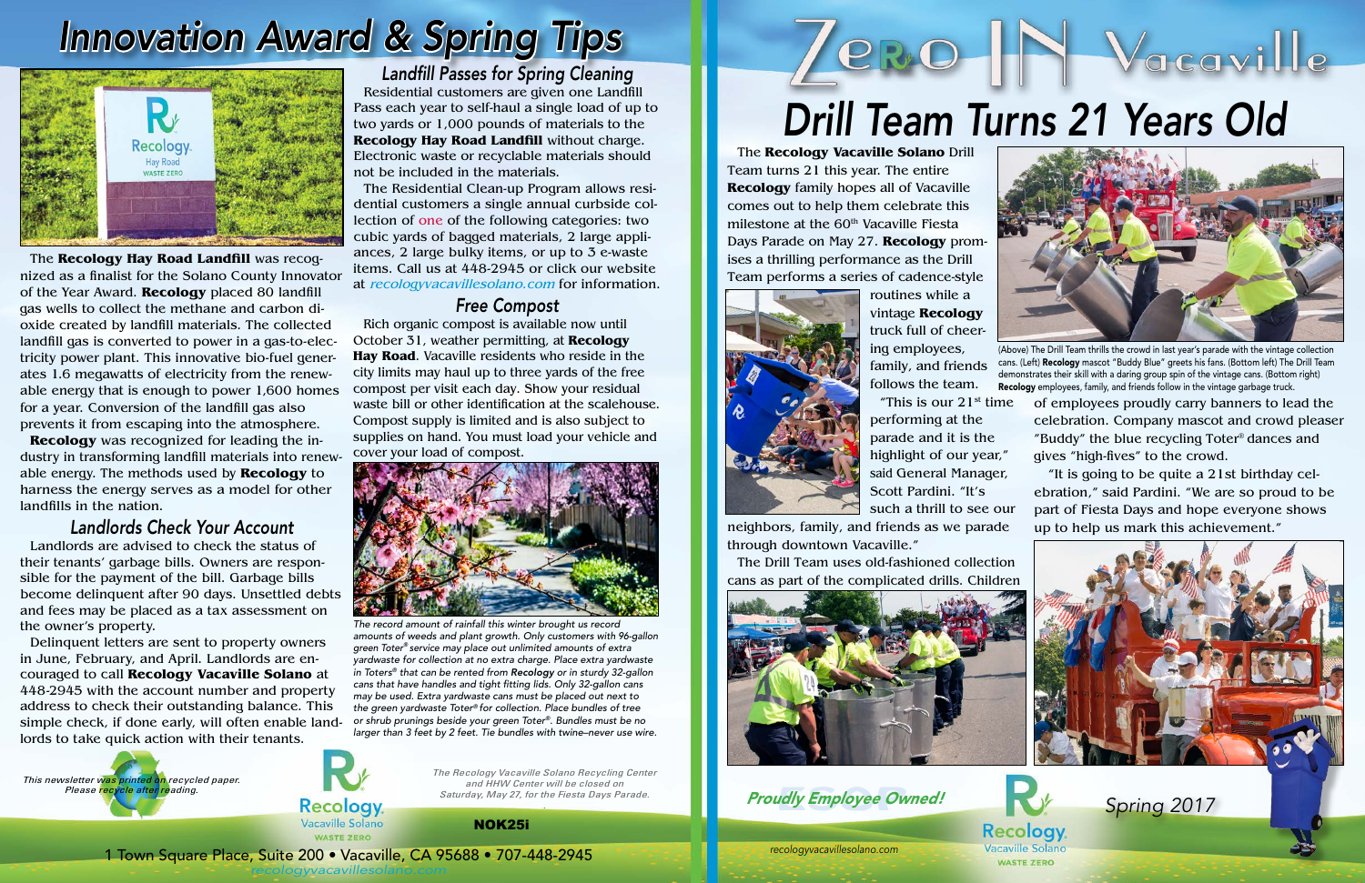# Innovation Award & Spring Tips

The **Recology Hay Road Landfill** was recognized as a finalist for the Solano County Innovator of the Year Award. **Recology** placed 80 landfill gas wells to collect the methane and carbon dioxide created by landfill materials. The collected landfill gas is converted to power in a gas-to-electricity power plant. This innovative bio-fuel generates 1.6 megawatts of electricity from the renewable energy that is enough to power 1,600 homes for a year. Conversion of the landfill gas also prevents it from escaping into the atmosphere.

**Recology** was recognized for leading the industry in transforming landfill materials into renewable energy. The methods used by **Recology** to harness the energy serves as a model for other landfills in the nation.

## Landlords Check Your Account

Landlords are advised to check the status of their tenants' garbage bills. Owners are responsible for the payment of the bill. Garbage bills become delinquent after 90 days. Unsettled debts and fees may be placed as a tax assessment on the owner's property.

Delinquent letters are sent to property owners in June, February, and April. Landlords are encouraged to call **Recology Vacaville Solano** at 448-2945 with the account number and property address to check their outstanding balance. This simple check, if done early, will often enable landlords to take quick action with their tenants.

## Landfill Passes for Spring Cleaning

Residential customers are given one Landfill Pass each year to self-haul a single load of up to two yards or 1,000 pounds of materials to the **Recology Hay Road Landfill** without charge. Electronic waste or recyclable materials should not be included in the materials.

The Residential Clean-up Program allows residential customers a single annual curbside collection of one of the following categories: two cubic yards of bagged materials, 2 large appliances, 2 large bulky items, or up to 3 e-waste items. Call us at 448-2945 or click our website at *recologyvacavillesolano.com* for information.

## Free Compost

Rich organic compost is available now until October 31, weather permitting, at **Recology Hay Road**. Vacaville residents who reside in the city limits may haul up to three yards of the free compost per visit each day. Show your residual waste bill or other identification at the scalehouse. Compost supply is limited and is also subject to supplies on hand. You must load your vehicle and cover your load of compost.

*The record amount of rainfall this winter brought us record amounts of weeds and plant growth. Only customers with 96-gallon green Toter® service may place out unlimited amounts of extra yardwaste for collection at no extra charge. Place extra yardwaste in Toters® that can be rented from **Recology** or in sturdy 32-gallon cans that have handles and tight fitting lids. Only 32-gallon cans may be used. Extra yardwaste cans must be placed out next to the green yardwaste Toter® for collection. Place bundles of tree or shrub prunings beside your green Toter®. Bundles must be no larger than 3 feet by 2 feet. Tie bundles with twine–never use wire.*

*This newsletter was printed on recycled paper. Please recycle after reading.*

*The Recology Vacaville Solano Recycling Center and HHW Center will be closed on Saturday, May 27, for the Fiesta Days Parade.*

NOK25i

1 Town Square Place, Suite 200 • Vacaville, CA 95688 • 707-448-2945
recologyvacavillesolano.com

# Zero IN Vacaville

# Drill Team Turns 21 Years Old

The **Recology Vacaville Solano** Drill Team turns 21 this year. The entire **Recology** family hopes all of Vacaville comes out to help them celebrate this milestone at the 60th Vacaville Fiesta Days Parade on May 27. **Recology** promises a thrilling performance as the Drill Team performs a series of cadence-style routines while a vintage **Recology** truck full of cheering employees, family, and friends follows the team.

"This is our 21st time performing at the parade and it is the highlight of our year," said General Manager, Scott Pardini. "It's such a thrill to see our neighbors, family, and friends as we parade through downtown Vacaville."

The Drill Team uses old-fashioned collection cans as part of the complicated drills. Children of employees proudly carry banners to lead the celebration. Company mascot and crowd pleaser "Buddy" the blue recycling Toter® dances and gives "high-fives" to the crowd.

"It is going to be quite a 21st birthday celebration," said Pardini. "We are so proud to be part of Fiesta Days and hope everyone shows up to help us mark this achievement."

(Above) The Drill Team thrills the crowd in last year's parade with the vintage collection cans. (Left) **Recology** mascot "Buddy Blue" greets his fans. (Bottom left) The Drill Team demonstrates their skill with a daring group spin of the vintage cans. (Bottom right) **Recology** employees, family, and friends follow in the vintage garbage truck.

*Proudly Employee Owned!*

recologyvacavillesolano.com

*Spring 2017*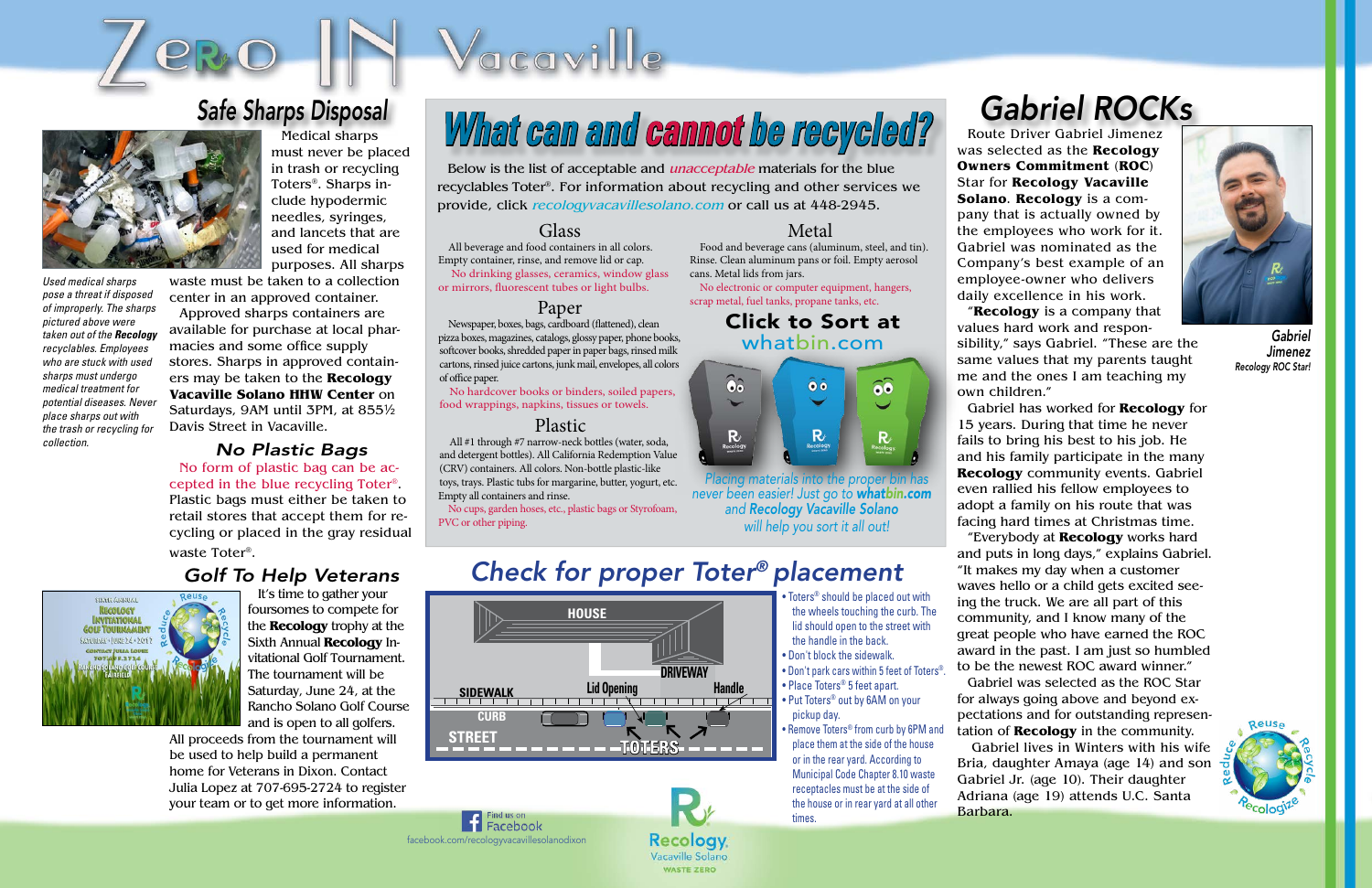# Zero IN Vacaville

## Safe Sharps Disposal

*Used medical sharps pose a threat if disposed of improperly. The sharps pictured above were taken out of the **Recology** recyclables. Employees who are stuck with used sharps must undergo medical treatment for potential diseases. Never place sharps out with the trash or recycling for collection.*

Medical sharps must never be placed in trash or recycling Toters®. Sharps include hypodermic needles, syringes, and lancets that are used for medical purposes. All sharps waste must be taken to a collection center in an approved container.

Approved sharps containers are available for purchase at local pharmacies and some office supply stores. Sharps in approved containers may be taken to the **Recology Vacaville Solano HHW Center** on Saturdays, 9AM until 3PM, at 855½ Davis Street in Vacaville.

### No Plastic Bags

No form of plastic bag can be accepted in the blue recycling Toter®. Plastic bags must either be taken to retail stores that accept them for recycling or placed in the gray residual waste Toter®.

### Golf To Help Veterans

Sixth Annual Recology Invitational Golf Tournament
Saturday • June 24 • 2017
Contact Julia Lopez 707.695.2724
Rancho Solano Golf Course Fairfield

It's time to gather your foursomes to compete for the **Recology** trophy at the Sixth Annual **Recology** Invitational Golf Tournament. The tournament will be Saturday, June 24, at the Rancho Solano Golf Course and is open to all golfers. All proceeds from the tournament will be used to help build a permanent home for Veterans in Dixon. Contact Julia Lopez at 707-695-2724 to register your team or to get more information.

## What can and *cannot* be recycled?

Below is the list of acceptable and *unacceptable* materials for the blue recyclables Toter®. For information about recycling and other services we provide, click *recologyvacavillesolano.com* or call us at 448-2945.

### Glass

All beverage and food containers in all colors. Empty container, rinse, and remove lid or cap.

No drinking glasses, ceramics, window glass or mirrors, fluorescent tubes or light bulbs.

### Paper

Newspaper, boxes, bags, cardboard (flattened), clean pizza boxes, magazines, catalogs, glossy paper, phone books, softcover books, shredded paper in paper bags, rinsed milk cartons, rinsed juice cartons, junk mail, envelopes, all colors of office paper.

No hardcover books or binders, soiled papers, food wrappings, napkins, tissues or towels.

### Plastic

All #1 through #7 narrow-neck bottles (water, soda, and detergent bottles). All California Redemption Value (CRV) containers. All colors. Non-bottle plastic-like toys, trays. Plastic tubs for margarine, butter, yogurt, etc. Empty all containers and rinse.

No cups, garden hoses, etc., plastic bags or Styrofoam, PVC or other piping.

### Metal

Food and beverage cans (aluminum, steel, and tin). Rinse. Clean aluminum pans or foil. Empty aerosol cans. Metal lids from jars.

No electronic or computer equipment, hangers, scrap metal, fuel tanks, propane tanks, etc.

### Click to Sort at whatbin.com

*Placing materials into the proper bin has never been easier! Just go to **whatbin.com** and **Recology Vacaville Solano** will help you sort it all out!*

## Check for proper Toter® placement

HOUSE
DRIVEWAY
SIDEWALK
Lid Opening
Handle
CURB
STREET
TOTERS

- Toters® should be placed out with the wheels touching the curb. The lid should open to the street with the handle in the back.
- Don't block the sidewalk.
- Don't park cars within 5 feet of Toters®.
- Place Toters® 5 feet apart.
- Put Toters® out by 6AM on your pickup day.
- Remove Toters® from curb by 6PM and place them at the side of the house or in the rear yard. According to Municipal Code Chapter 8.10 waste receptacles must be at the side of the house or in rear yard at all other times.

Find us on Facebook
facebook.com/recologyvacavillesolanodixon

Recology. Vacaville Solano WASTE ZERO

## Gabriel ROCKs

*Gabriel Jimenez*
*Recology ROC Star!*

Route Driver Gabriel Jimenez was selected as the **Recology Owners Commitment** (**ROC**) Star for **Recology Vacaville Solano**. **Recology** is a company that is actually owned by the employees who work for it. Gabriel was nominated as the Company's best example of an employee-owner who delivers daily excellence in his work.

"**Recology** is a company that values hard work and responsibility," says Gabriel. "These are the same values that my parents taught me and the ones I am teaching my own children."

Gabriel has worked for **Recology** for 15 years. During that time he never fails to bring his best to his job. He and his family participate in the many **Recology** community events. Gabriel even rallied his fellow employees to adopt a family on his route that was facing hard times at Christmas time.

"Everybody at **Recology** works hard and puts in long days," explains Gabriel. "It makes my day when a customer waves hello or a child gets excited seeing the truck. We are all part of this community, and I know many of the great people who have earned the ROC award in the past. I am just so humbled to be the newest ROC award winner."

Gabriel was selected as the ROC Star for always going above and beyond expectations and for outstanding representation of **Recology** in the community.

Gabriel lives in Winters with his wife Bria, daughter Amaya (age 14) and son Gabriel Jr. (age 10). Their daughter Adriana (age 19) attends U.C. Santa Barbara.